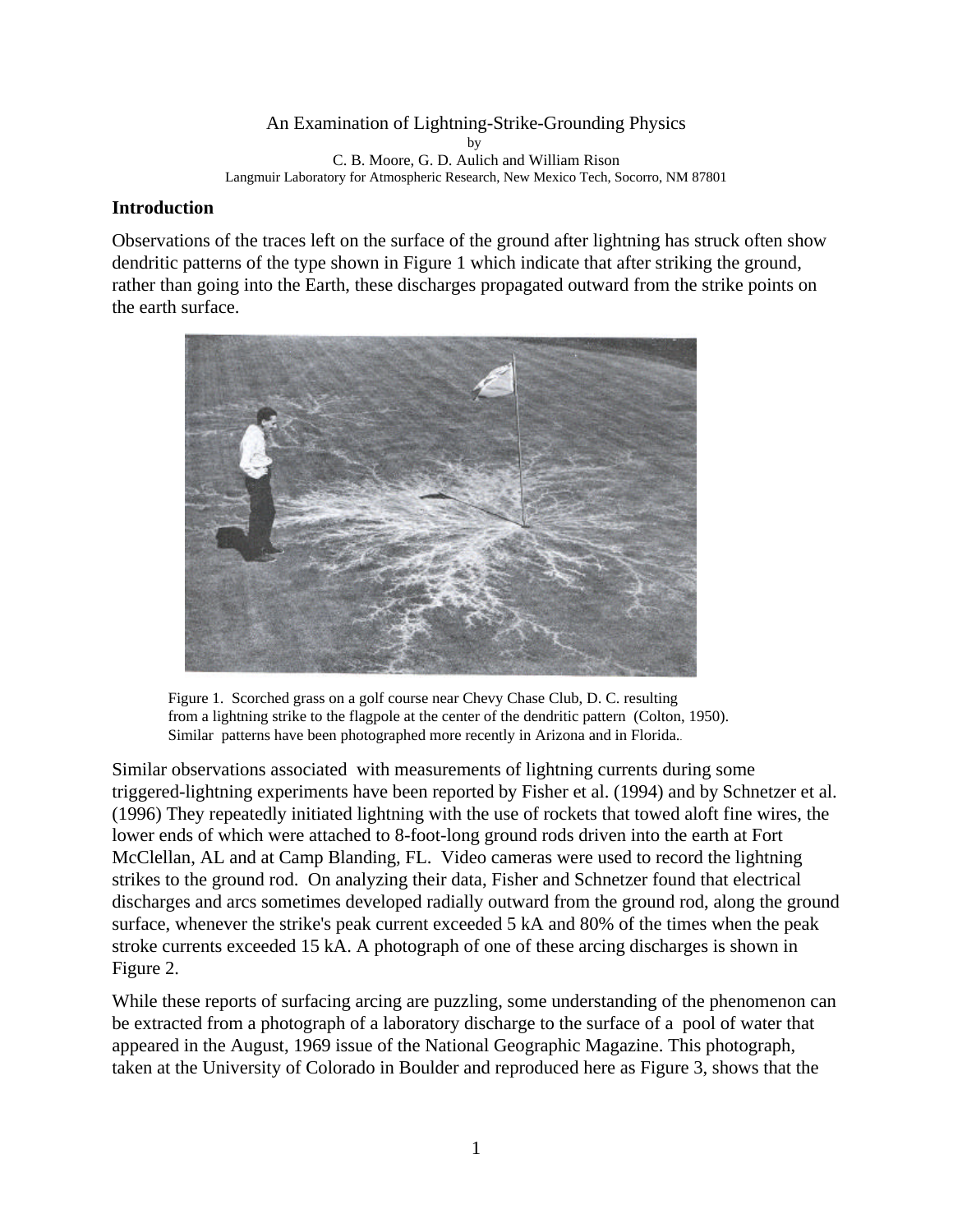# An Examination of Lightning-Strike-Grounding Physics

by

C. B. Moore, G. D. Aulich and William Rison

Langmuir Laboratory for Atmospheric Research, New Mexico Tech, Socorro, NM 87801

## Introduction

Observations of the traces left on the surface of the ground after lightning has struck often show dendritic patterns of the type shown in Figure 1 which indicate that after striking the ground, rather than going into the Earth, these discharges propagated outward from the strike points on the earth surface.

Figure 1. Scorched grass on a golf course near Chevy Chase Club, D. C. resulting from a lightning strike to the flagpole at the center of the dendritic pattern (Colton, 1950). Similar patterns have been photographed more recently in Arizona and in Florida.

Similar observations associated with measurements of lightning currents during some triggered-lightning experiments have been reported by Fisher et al. (1994) and by Schnetzer et al. (1996) They repeatedly initiated lightning with the use of rockets that towed aloft fine wires, the lower ends of which were attached to 8-foot-long ground rods driven into the earth at Fort McClellan, AL and at Camp Blanding, FL. Video cameras were used to record the lightning strikes to the ground rod. On analyzing their data, Fisher and Schnetzer found that electrical discharges and arcs sometimes developed radially outward from the ground rod, along the ground surface, whenever the strike's peak current exceeded 5 kA and 80% of the times when the peak stroke currents exceeded 15 kA. A photograph of one of these arcing discharges is shown in Figure 2.

While these reports of surfacing arcing are puzzling, some understanding of the phenomenon can be extracted from a photograph of a laboratory discharge to the surface of a pool of water that appeared in the August, 1969 issue of the National Geographic Magazine. This photograph, taken at the University of Colorado in Boulder and reproduced here as Figure 3, shows that the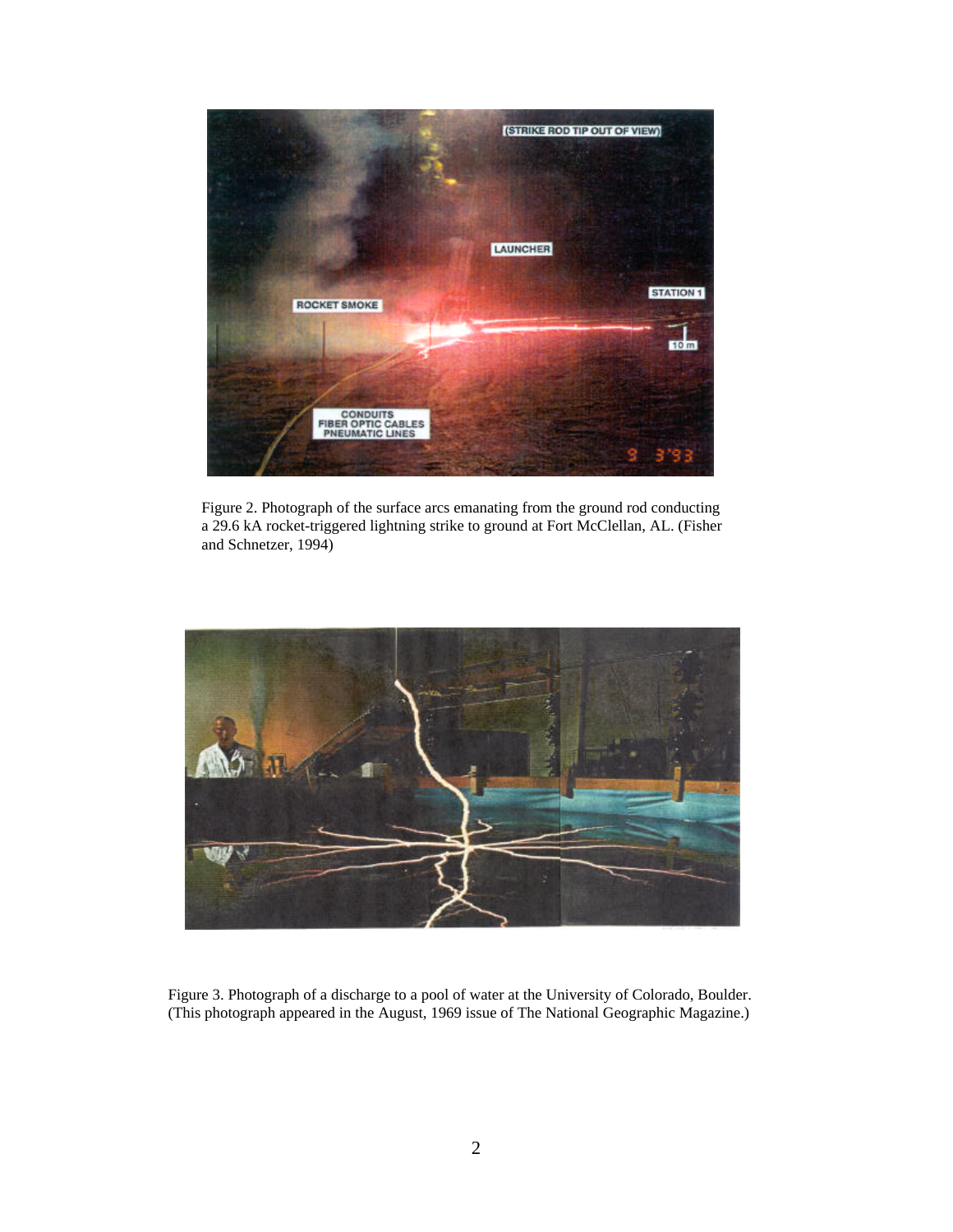Figure 2. Photograph of the surface arcs emanating from the ground rod conducting a 29.6 kA rocket-triggered lightning strike to ground at Fort McClellan, AL. (Fisher and Schnetzer, 1994)

Figure 3. Photograph of a discharge to a pool of water at the University of Colorado, Boulder. (This photograph appeared in the August, 1969 issue of The National Geographic Magazine.)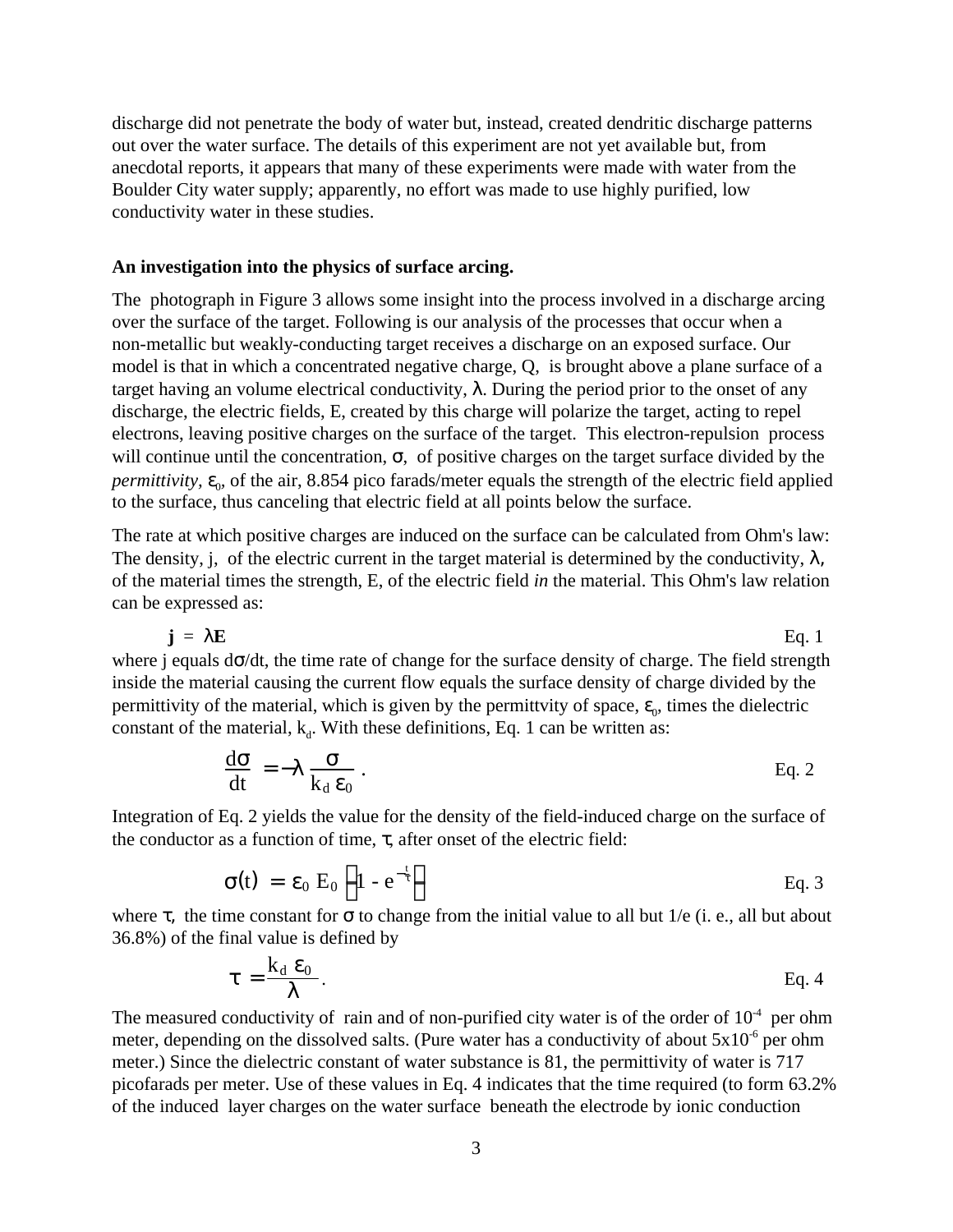discharge did not penetrate the body of water but, instead, created dendritic discharge patterns out over the water surface. The details of this experiment are not yet available but, from anecdotal reports, it appears that many of these experiments were made with water from the Boulder City water supply; apparently, no effort was made to use highly purified, low conductivity water in these studies.

**An investigation into the physics of surface arcing.**

The photograph in Figure 3 allows some insight into the process involved in a discharge arcing over the surface of the target. Following is our analysis of the processes that occur when a non-metallic but weakly-conducting target receives a discharge on an exposed surface. Our model is that in which a concentrated negative charge, Q, is brought above a plane surface of a target having an volume electrical conductivity, $\lambda$. During the period prior to the onset of any discharge, the electric fields, E, created by this charge will polarize the target, acting to repel electrons, leaving positive charges on the surface of the target. This electron-repulsion process will continue until the concentration, $\sigma$, of positive charges on the target surface divided by the *permittivity*, $\varepsilon_0$, of the air, 8.854 pico farads/meter equals the strength of the electric field applied to the surface, thus canceling that electric field at all points below the surface.

The rate at which positive charges are induced on the surface can be calculated from Ohm's law: The density, j, of the electric current in the target material is determined by the conductivity, $\lambda$, of the material times the strength, E, of the electric field *in* the material. This Ohm's law relation can be expressed as:

$$\mathbf{j} = \lambda \mathbf{E} \qquad \text{Eq. 1}$$

where j equals $d\sigma/dt$, the time rate of change for the surface density of charge. The field strength inside the material causing the current flow equals the surface density of charge divided by the permittivity of the material, which is given by the permittvity of space, $\varepsilon_0$, times the dielectric constant of the material, $k_d$. With these definitions, Eq. 1 can be written as:

$$\frac{d\sigma}{dt} = -\lambda \frac{\sigma}{k_d \, \varepsilon_0} \,. \qquad \text{Eq. 2}$$

Integration of Eq. 2 yields the value for the density of the field-induced charge on the surface of the conductor as a function of time, $\tau$, after onset of the electric field:

$$\sigma(t) = \varepsilon_0 \, E_0 \left(1 - e^{-\frac{t}{\tau}}\right) \qquad \text{Eq. 3}$$

where $\tau$, the time constant for $\sigma$ to change from the initial value to all but 1/e (i. e., all but about 36.8%) of the final value is defined by

$$\tau = \frac{k_d \, \varepsilon_0}{\lambda} \,. \qquad \text{Eq. 4}$$

The measured conductivity of rain and of non-purified city water is of the order of $10^{-4}$ per ohm meter, depending on the dissolved salts. (Pure water has a conductivity of about $5\text{x}10^{-6}$ per ohm meter.) Since the dielectric constant of water substance is 81, the permittivity of water is 717 picofarads per meter. Use of these values in Eq. 4 indicates that the time required (to form 63.2% of the induced layer charges on the water surface beneath the electrode by ionic conduction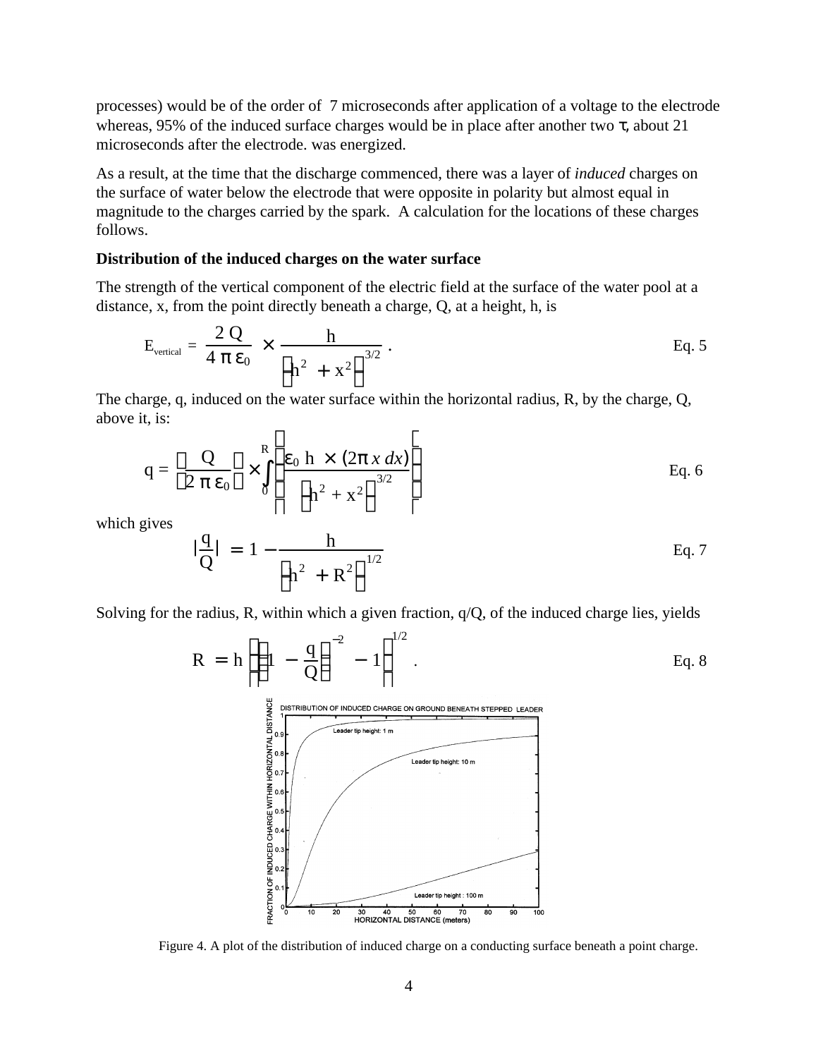processes) would be of the order of 7 microseconds after application of a voltage to the electrode whereas, 95% of the induced surface charges would be in place after another two $\tau$, about 21 microseconds after the electrode. was energized.

As a result, at the time that the discharge commenced, there was a layer of *induced* charges on the surface of water below the electrode that were opposite in polarity but almost equal in magnitude to the charges carried by the spark. A calculation for the locations of these charges follows.

**Distribution of the induced charges on the water surface**

The strength of the vertical component of the electric field at the surface of the water pool at a distance, x, from the point directly beneath a charge, Q, at a height, h, is

$$E_{vertical} = \frac{2\,Q}{4\,\pi\,\varepsilon_0} \times \frac{h}{\left(h^2 + x^2\right)^{3/2}} \,. \qquad \text{Eq. 5}$$

The charge, q, induced on the water surface within the horizontal radius, R, by the charge, Q, above it, is:

$$q = \left(\frac{Q}{2\,\pi\,\varepsilon_0}\right) \times \int_0^R \left[\frac{\varepsilon_0\, h \times (2\pi\, x\, dx)}{\left(h^2 + x^2\right)^{3/2}}\right] \qquad \text{Eq. 6}$$

which gives

$$\left|\frac{q}{Q}\right| = 1 - \frac{h}{\left(h^2 + R^2\right)^{1/2}} \qquad \text{Eq. 7}$$

Solving for the radius, R, within which a given fraction, q/Q, of the induced charge lies, yields

$$R = h\left[\left(1 - \frac{q}{Q}\right)^{-2} - 1\right]^{1/2} . \qquad \text{Eq. 8}$$

Figure 4. A plot of the distribution of induced charge on a conducting surface beneath a point charge.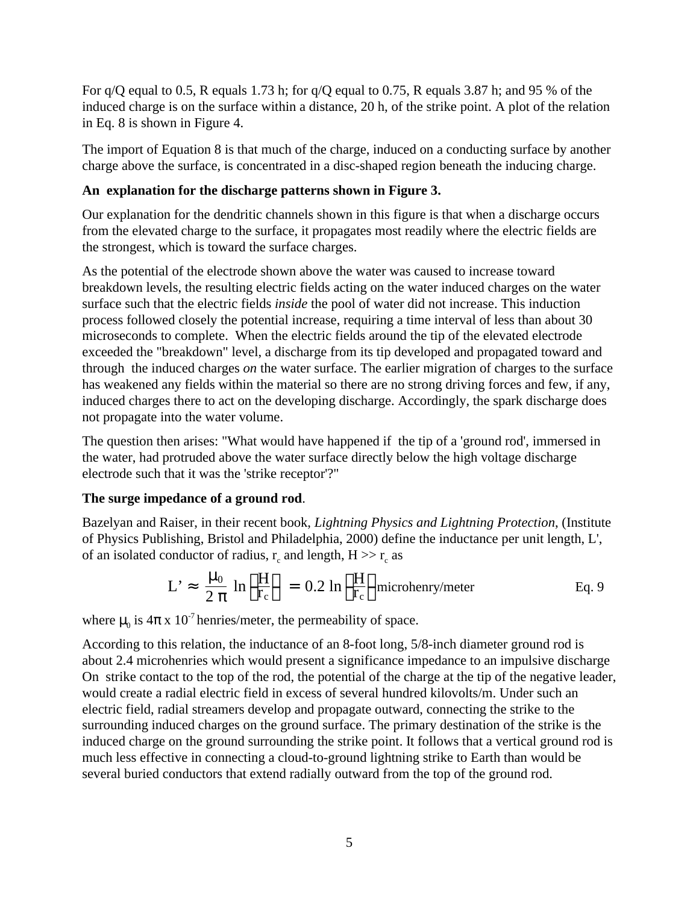For q/Q equal to 0.5, R equals 1.73 h; for q/Q equal to 0.75, R equals 3.87 h; and 95 % of the induced charge is on the surface within a distance, 20 h, of the strike point. A plot of the relation in Eq. 8 is shown in Figure 4.

The import of Equation 8 is that much of the charge, induced on a conducting surface by another charge above the surface, is concentrated in a disc-shaped region beneath the inducing charge.

**An explanation for the discharge patterns shown in Figure 3.**

Our explanation for the dendritic channels shown in this figure is that when a discharge occurs from the elevated charge to the surface, it propagates most readily where the electric fields are the strongest, which is toward the surface charges.

As the potential of the electrode shown above the water was caused to increase toward breakdown levels, the resulting electric fields acting on the water induced charges on the water surface such that the electric fields *inside* the pool of water did not increase. This induction process followed closely the potential increase, requiring a time interval of less than about 30 microseconds to complete. When the electric fields around the tip of the elevated electrode exceeded the "breakdown" level, a discharge from its tip developed and propagated toward and through the induced charges *on* the water surface. The earlier migration of charges to the surface has weakened any fields within the material so there are no strong driving forces and few, if any, induced charges there to act on the developing discharge. Accordingly, the spark discharge does not propagate into the water volume.

The question then arises: "What would have happened if the tip of a 'ground rod', immersed in the water, had protruded above the water surface directly below the high voltage discharge electrode such that it was the 'strike receptor'?"

**The surge impedance of a ground rod**.

Bazelyan and Raiser, in their recent book, *Lightning Physics and Lightning Protection*, (Institute of Physics Publishing, Bristol and Philadelphia, 2000) define the inductance per unit length, L', of an isolated conductor of radius, $r_c$ and length, $H >> r_c$ as

$$L' \approx \frac{\mu_0}{2\pi} \ln\left(\frac{H}{r_c}\right) = 0.2 \ln\left(\frac{H}{r_c}\right) \text{ microhenry/meter} \qquad \text{Eq. 9}$$

where $\mu_0$ is $4\pi \times 10^{-7}$ henries/meter, the permeability of space.

According to this relation, the inductance of an 8-foot long, 5/8-inch diameter ground rod is about 2.4 microhenries which would present a significance impedance to an impulsive discharge On strike contact to the top of the rod, the potential of the charge at the tip of the negative leader, would create a radial electric field in excess of several hundred kilovolts/m. Under such an electric field, radial streamers develop and propagate outward, connecting the strike to the surrounding induced charges on the ground surface. The primary destination of the strike is the induced charge on the ground surrounding the strike point. It follows that a vertical ground rod is much less effective in connecting a cloud-to-ground lightning strike to Earth than would be several buried conductors that extend radially outward from the top of the ground rod.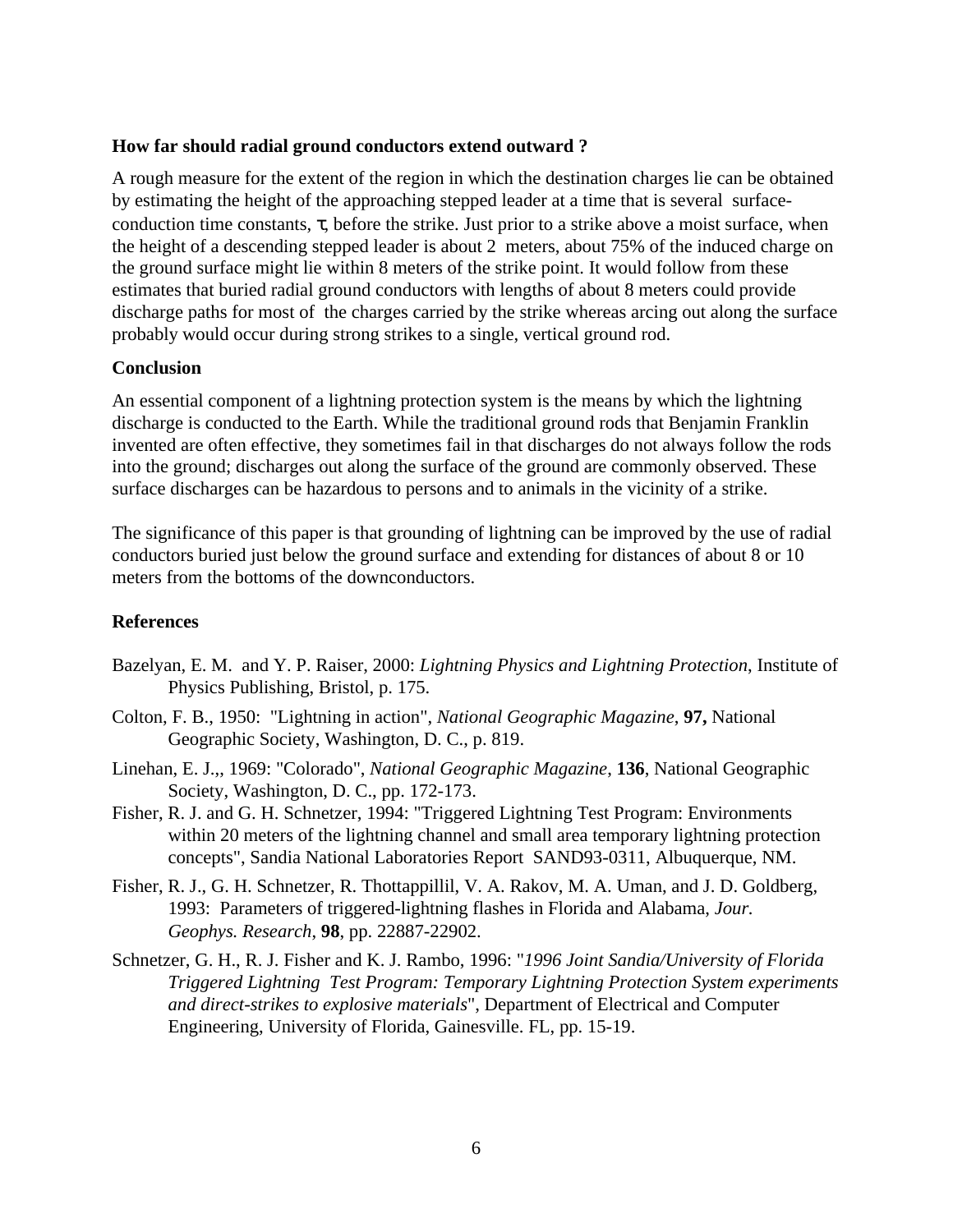### How far should radial ground conductors extend outward ?

A rough measure for the extent of the region in which the destination charges lie can be obtained by estimating the height of the approaching stepped leader at a time that is several surface-conduction time constants, $\tau$, before the strike. Just prior to a strike above a moist surface, when the height of a descending stepped leader is about 2 meters, about 75% of the induced charge on the ground surface might lie within 8 meters of the strike point. It would follow from these estimates that buried radial ground conductors with lengths of about 8 meters could provide discharge paths for most of the charges carried by the strike whereas arcing out along the surface probably would occur during strong strikes to a single, vertical ground rod.

### Conclusion

An essential component of a lightning protection system is the means by which the lightning discharge is conducted to the Earth. While the traditional ground rods that Benjamin Franklin invented are often effective, they sometimes fail in that discharges do not always follow the rods into the ground; discharges out along the surface of the ground are commonly observed. These surface discharges can be hazardous to persons and to animals in the vicinity of a strike.

The significance of this paper is that grounding of lightning can be improved by the use of radial conductors buried just below the ground surface and extending for distances of about 8 or 10 meters from the bottoms of the downconductors.

### References

Bazelyan, E. M. and Y. P. Raiser, 2000: *Lightning Physics and Lightning Protection*, Institute of Physics Publishing, Bristol, p. 175.

Colton, F. B., 1950: "Lightning in action", *National Geographic Magazine*, **97,** National Geographic Society, Washington, D. C., p. 819.

Linehan, E. J.,, 1969: "Colorado", *National Geographic Magazine*, **136**, National Geographic Society, Washington, D. C., pp. 172-173.

Fisher, R. J. and G. H. Schnetzer, 1994: "Triggered Lightning Test Program: Environments within 20 meters of the lightning channel and small area temporary lightning protection concepts", Sandia National Laboratories Report SAND93-0311, Albuquerque, NM.

Fisher, R. J., G. H. Schnetzer, R. Thottappillil, V. A. Rakov, M. A. Uman, and J. D. Goldberg, 1993: Parameters of triggered-lightning flashes in Florida and Alabama, *Jour. Geophys. Research*, **98**, pp. 22887-22902.

Schnetzer, G. H., R. J. Fisher and K. J. Rambo, 1996: "*1996 Joint Sandia/University of Florida Triggered Lightning Test Program: Temporary Lightning Protection System experiments and direct-strikes to explosive materials*", Department of Electrical and Computer Engineering, University of Florida, Gainesville. FL, pp. 15-19.